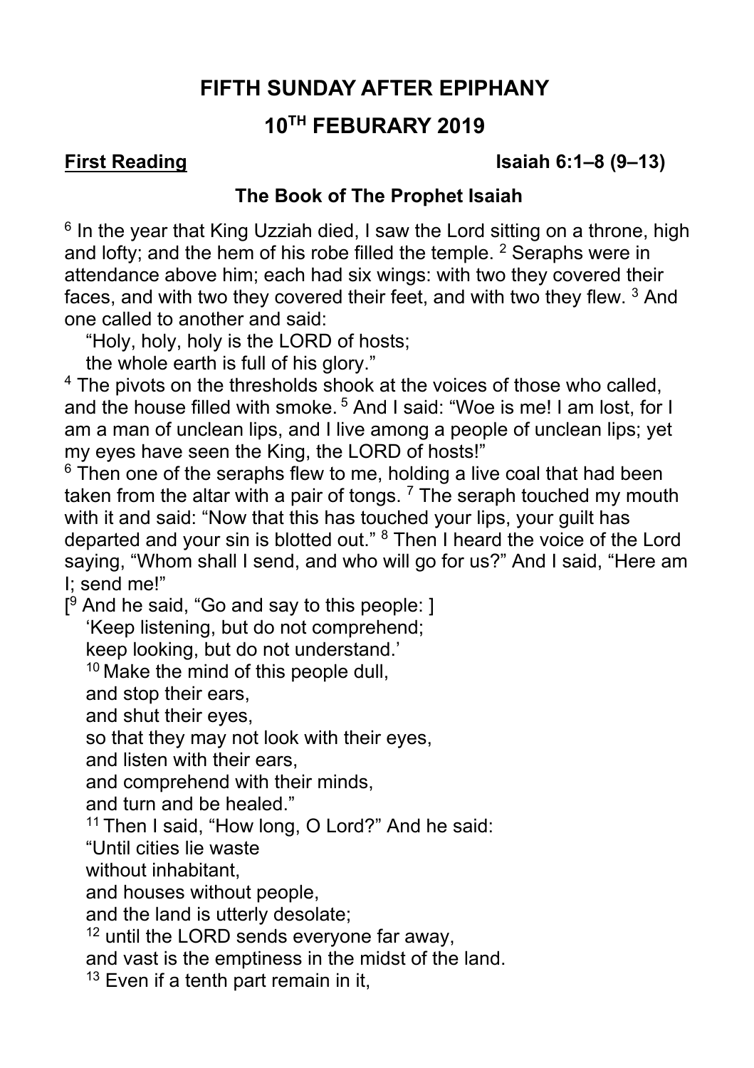# FIFTH SUNDAY AFTER EPIPHANY

# 10TH FEBURARY 2019

**First Reading** **Isaiah 6:1–8 (9–13)**

### The Book of The Prophet Isaiah

6 In the year that King Uzziah died, I saw the Lord sitting on a throne, high and lofty; and the hem of his robe filled the temple. 2 Seraphs were in attendance above him; each had six wings: with two they covered their faces, and with two they covered their feet, and with two they flew. 3 And one called to another and said:

"Holy, holy, holy is the LORD of hosts;
the whole earth is full of his glory."

4 The pivots on the thresholds shook at the voices of those who called, and the house filled with smoke. 5 And I said: "Woe is me! I am lost, for I am a man of unclean lips, and I live among a people of unclean lips; yet my eyes have seen the King, the LORD of hosts!"

6 Then one of the seraphs flew to me, holding a live coal that had been taken from the altar with a pair of tongs. 7 The seraph touched my mouth with it and said: "Now that this has touched your lips, your guilt has departed and your sin is blotted out." 8 Then I heard the voice of the Lord saying, "Whom shall I send, and who will go for us?" And I said, "Here am I; send me!"

[9 And he said, "Go and say to this people: ]
'Keep listening, but do not comprehend;
keep looking, but do not understand.'
10 Make the mind of this people dull,
and stop their ears,
and shut their eyes,
so that they may not look with their eyes,
and listen with their ears,
and comprehend with their minds,
and turn and be healed."
11 Then I said, "How long, O Lord?" And he said:
"Until cities lie waste
without inhabitant,
and houses without people,
and the land is utterly desolate;
12 until the LORD sends everyone far away,
and vast is the emptiness in the midst of the land.
13 Even if a tenth part remain in it,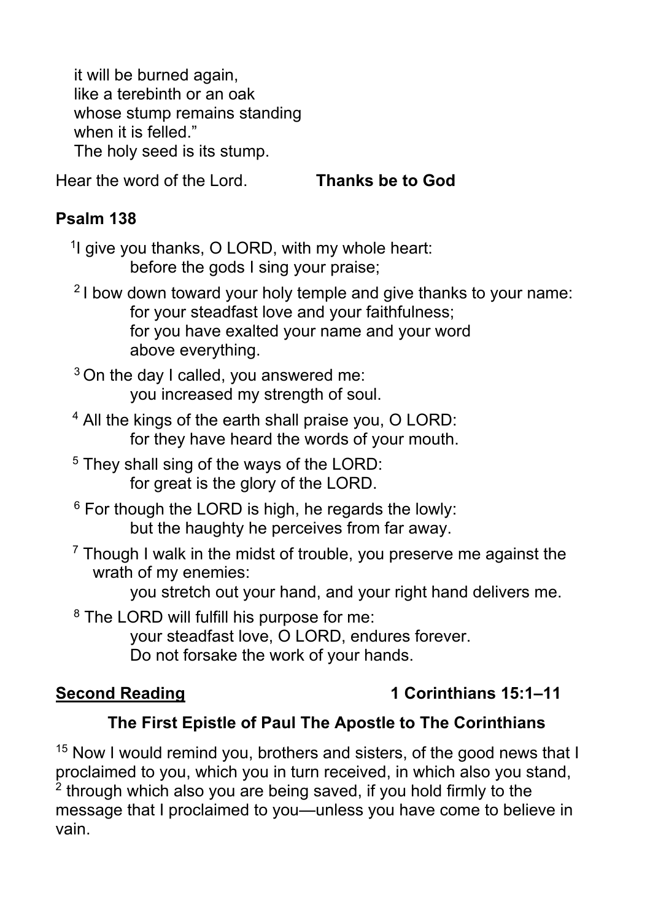it will be burned again,
like a terebinth or an oak
whose stump remains standing
when it is felled."
The holy seed is its stump.

Hear the word of the Lord. **Thanks be to God**

**Psalm 138**

[1]I give you thanks, O LORD, with my whole heart:
before the gods I sing your praise;

[2] I bow down toward your holy temple and give thanks to your name:
for your steadfast love and your faithfulness;
for you have exalted your name and your word
above everything.

[3] On the day I called, you answered me:
you increased my strength of soul.

[4] All the kings of the earth shall praise you, O LORD:
for they have heard the words of your mouth.

[5] They shall sing of the ways of the LORD:
for great is the glory of the LORD.

[6] For though the LORD is high, he regards the lowly:
but the haughty he perceives from far away.

[7] Though I walk in the midst of trouble, you preserve me against the wrath of my enemies:
you stretch out your hand, and your right hand delivers me.

[8] The LORD will fulfill his purpose for me:
your steadfast love, O LORD, endures forever.
Do not forsake the work of your hands.

**Second Reading** **1 Corinthians 15:1–11**

**The First Epistle of Paul The Apostle to The Corinthians**

[15] Now I would remind you, brothers and sisters, of the good news that I proclaimed to you, which you in turn received, in which also you stand, [2] through which also you are being saved, if you hold firmly to the message that I proclaimed to you—unless you have come to believe in vain.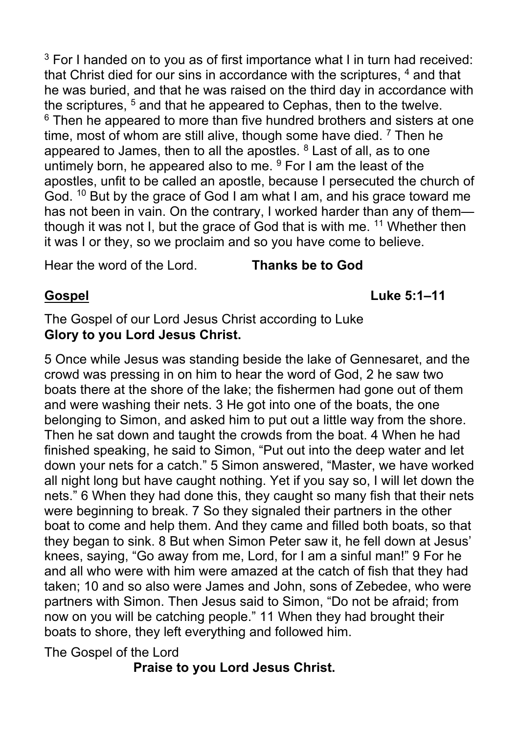[3] For I handed on to you as of first importance what I in turn had received: that Christ died for our sins in accordance with the scriptures, [4] and that he was buried, and that he was raised on the third day in accordance with the scriptures, [5] and that he appeared to Cephas, then to the twelve. [6] Then he appeared to more than five hundred brothers and sisters at one time, most of whom are still alive, though some have died. [7] Then he appeared to James, then to all the apostles. [8] Last of all, as to one untimely born, he appeared also to me. [9] For I am the least of the apostles, unfit to be called an apostle, because I persecuted the church of God. [10] But by the grace of God I am what I am, and his grace toward me has not been in vain. On the contrary, I worked harder than any of them—though it was not I, but the grace of God that is with me. [11] Whether then it was I or they, so we proclaim and so you have come to believe.

Hear the word of the Lord. **Thanks be to God**

**Gospel** **Luke 5:1–11**

The Gospel of our Lord Jesus Christ according to Luke
**Glory to you Lord Jesus Christ.**

5 Once while Jesus was standing beside the lake of Gennesaret, and the crowd was pressing in on him to hear the word of God, 2 he saw two boats there at the shore of the lake; the fishermen had gone out of them and were washing their nets. 3 He got into one of the boats, the one belonging to Simon, and asked him to put out a little way from the shore. Then he sat down and taught the crowds from the boat. 4 When he had finished speaking, he said to Simon, "Put out into the deep water and let down your nets for a catch." 5 Simon answered, "Master, we have worked all night long but have caught nothing. Yet if you say so, I will let down the nets." 6 When they had done this, they caught so many fish that their nets were beginning to break. 7 So they signaled their partners in the other boat to come and help them. And they came and filled both boats, so that they began to sink. 8 But when Simon Peter saw it, he fell down at Jesus' knees, saying, "Go away from me, Lord, for I am a sinful man!" 9 For he and all who were with him were amazed at the catch of fish that they had taken; 10 and so also were James and John, sons of Zebedee, who were partners with Simon. Then Jesus said to Simon, "Do not be afraid; from now on you will be catching people." 11 When they had brought their boats to shore, they left everything and followed him.

The Gospel of the Lord
**Praise to you Lord Jesus Christ.**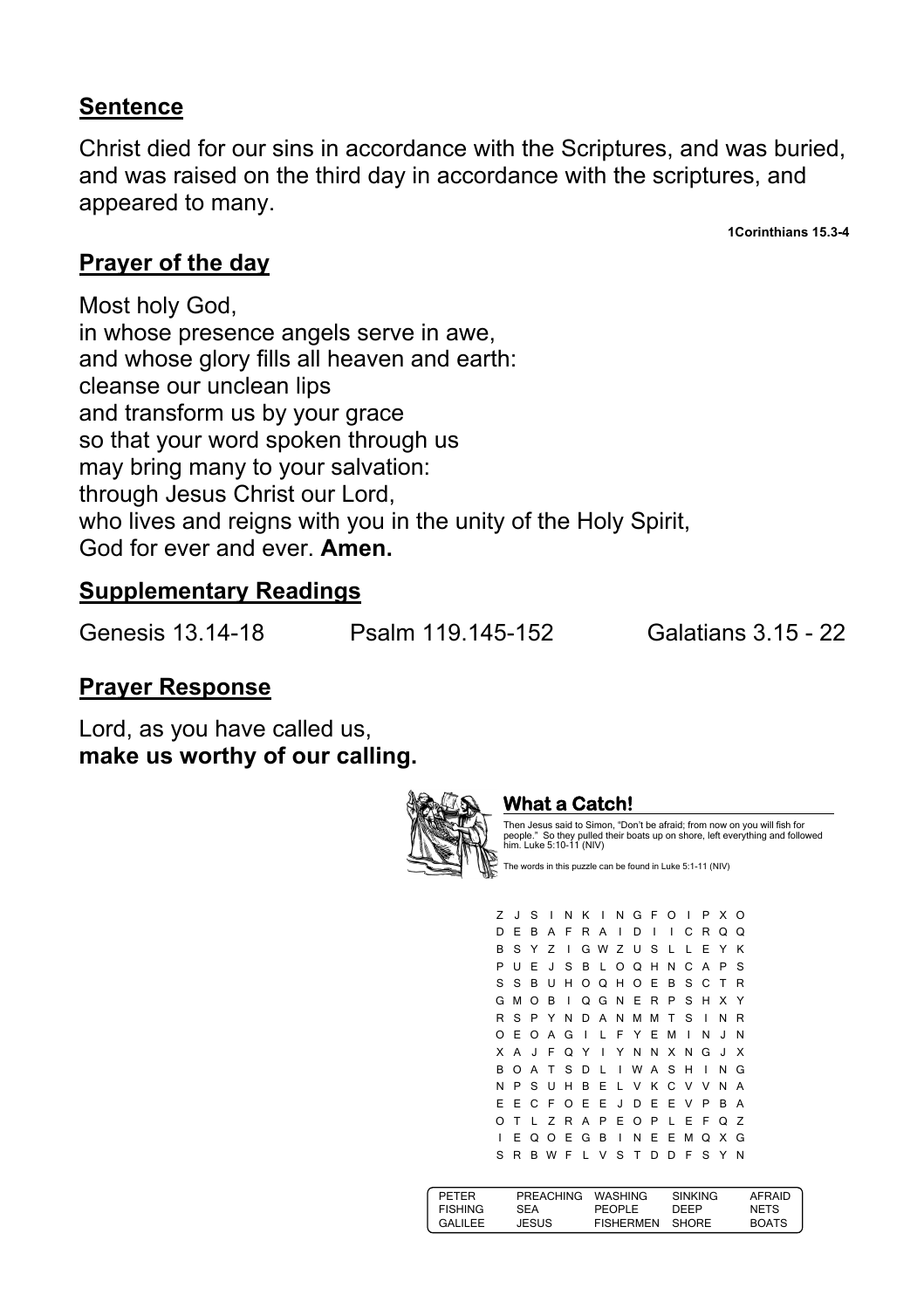## Sentence

Christ died for our sins in accordance with the Scriptures, and was buried, and was raised on the third day in accordance with the scriptures, and appeared to many.

**1Corinthians 15.3-4**

## Prayer of the day

Most holy God,
in whose presence angels serve in awe,
and whose glory fills all heaven and earth:
cleanse our unclean lips
and transform us by your grace
so that your word spoken through us
may bring many to your salvation:
through Jesus Christ our Lord,
who lives and reigns with you in the unity of the Holy Spirit,
God for ever and ever. **Amen.**

## Supplementary Readings

Genesis 13.14-18 Psalm 119.145-152 Galatians 3.15 - 22

## Prayer Response

Lord, as you have called us,
**make us worthy of our calling.**

### What a Catch!

Then Jesus said to Simon, "Don't be afraid; from now on you will fish for people." So they pulled their boats up on shore, left everything and followed him. Luke 5:10-11 (NIV)

The words in this puzzle can be found in Luke 5:1-11 (NIV)

```
Z J S I N K I N G F O I P X O
D E B A F R A I D I I C R Q Q
B S Y Z I G W Z U S L L E Y K
P U E J S B L O Q H N C A P S
S S B U H O Q H O E B S C T R
G M O B I Q G N E R P S H X Y
R S P Y N D A N M M T S I N R
O E O A G I L F Y E M I N J N
X A J F Q Y I Y N N X N G J X
B O A T S D L I W A S H I N G
N P S U H B E L V K C V V N A
E E C F O E E J D E E V P B A
O T L Z R A P E O P L E F Q Z
I E Q O E G B I N E E M Q X G
S R B W F L V S T D D F S Y N
```

| | | | | |
|---|---|---|---|---|
| PETER | PREACHING | WASHING | SINKING | AFRAID |
| FISHING | SEA | PEOPLE | DEEP | NETS |
| GALILEE | JESUS | FISHERMEN | SHORE | BOATS |